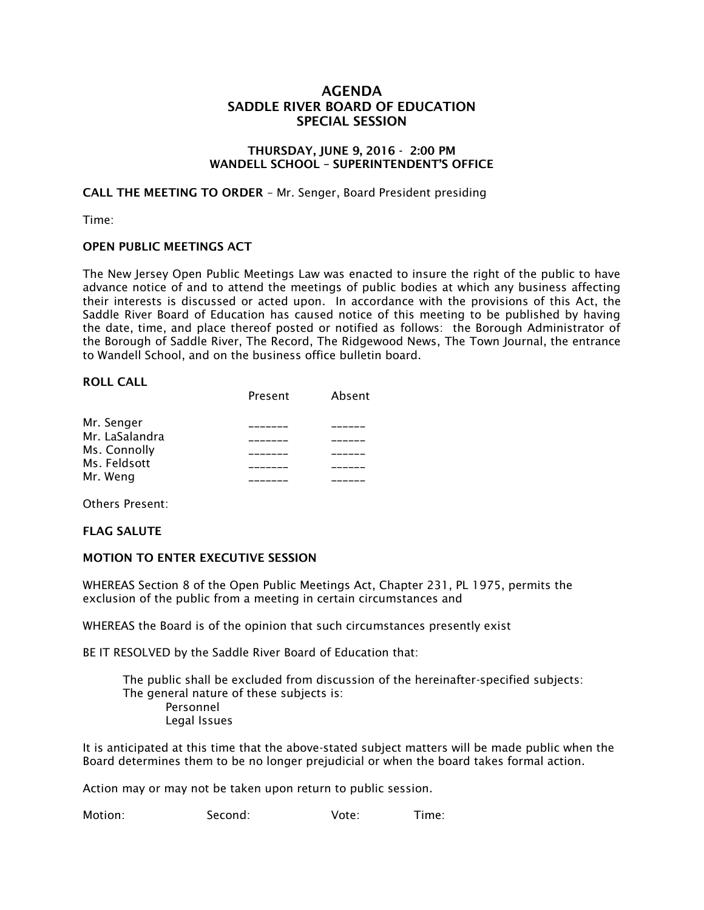# AGENDA
# SADDLE RIVER BOARD OF EDUCATION
# SPECIAL SESSION

### THURSDAY, JUNE 9, 2016 - 2:00 PM
### WANDELL SCHOOL – SUPERINTENDENT'S OFFICE

**CALL THE MEETING TO ORDER** – Mr. Senger, Board President presiding

Time:

**OPEN PUBLIC MEETINGS ACT**

The New Jersey Open Public Meetings Law was enacted to insure the right of the public to have advance notice of and to attend the meetings of public bodies at which any business affecting their interests is discussed or acted upon. In accordance with the provisions of this Act, the Saddle River Board of Education has caused notice of this meeting to be published by having the date, time, and place thereof posted or notified as follows: the Borough Administrator of the Borough of Saddle River, The Record, The Ridgewood News, The Town Journal, the entrance to Wandell School, and on the business office bulletin board.

**ROLL CALL**

| | Present | Absent |
|---|---|---|
| Mr. Senger | _______ | ______ |
| Mr. LaSalandra | _______ | ______ |
| Ms. Connolly | _______ | ______ |
| Ms. Feldsott | _______ | ______ |
| Mr. Weng | _______ | ______ |

Others Present:

**FLAG SALUTE**

**MOTION TO ENTER EXECUTIVE SESSION**

WHEREAS Section 8 of the Open Public Meetings Act, Chapter 231, PL 1975, permits the exclusion of the public from a meeting in certain circumstances and

WHEREAS the Board is of the opinion that such circumstances presently exist

BE IT RESOLVED by the Saddle River Board of Education that:

> The public shall be excluded from discussion of the hereinafter-specified subjects:
> The general nature of these subjects is:
> > Personnel
> > Legal Issues

It is anticipated at this time that the above-stated subject matters will be made public when the Board determines them to be no longer prejudicial or when the board takes formal action.

Action may or may not be taken upon return to public session.

Motion: Second: Vote: Time: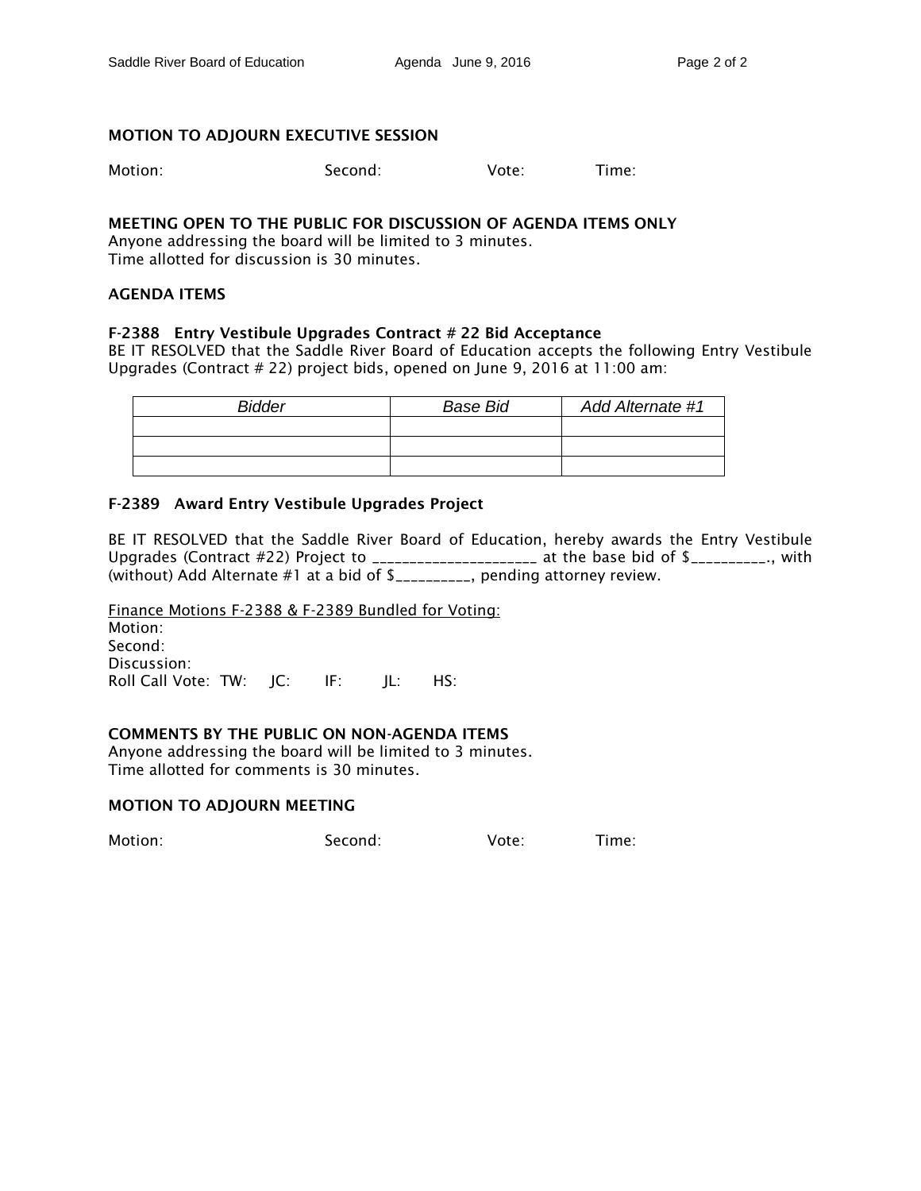**MOTION TO ADJOURN EXECUTIVE SESSION**

Motion: Second: Vote: Time:

**MEETING OPEN TO THE PUBLIC FOR DISCUSSION OF AGENDA ITEMS ONLY**
Anyone addressing the board will be limited to 3 minutes.
Time allotted for discussion is 30 minutes.

**AGENDA ITEMS**

**F-2388 Entry Vestibule Upgrades Contract # 22 Bid Acceptance**
BE IT RESOLVED that the Saddle River Board of Education accepts the following Entry Vestibule Upgrades (Contract # 22) project bids, opened on June 9, 2016 at 11:00 am:

| *Bidder* | *Base Bid* | *Add Alternate #1* |
|---|---|---|
| | | |
| | | |
| | | |

**F-2389 Award Entry Vestibule Upgrades Project**

BE IT RESOLVED that the Saddle River Board of Education, hereby awards the Entry Vestibule Upgrades (Contract #22) Project to _____________________ at the base bid of $__________., with (without) Add Alternate #1 at a bid of $__________, pending attorney review.

Finance Motions F-2388 & F-2389 Bundled for Voting:
Motion:
Second:
Discussion:
Roll Call Vote: TW: JC: IF: JL: HS:

**COMMENTS BY THE PUBLIC ON NON-AGENDA ITEMS**
Anyone addressing the board will be limited to 3 minutes.
Time allotted for comments is 30 minutes.

**MOTION TO ADJOURN MEETING**

Motion: Second: Vote: Time: